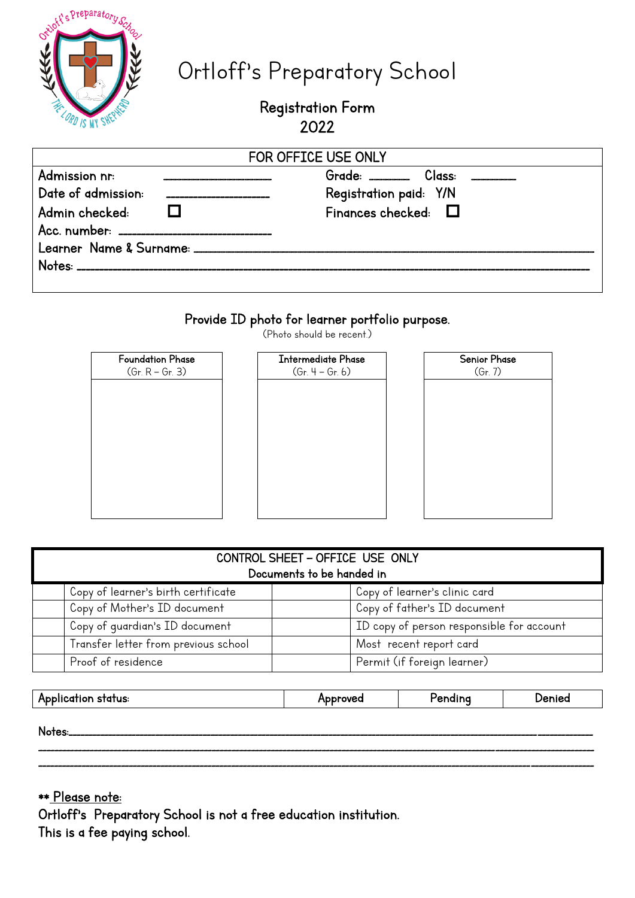# Ortloff's Preparatory School

## Registration Form
## 2022

| FOR OFFICE USE ONLY | |
|---|---|
| Admission nr: ________________ | Grade: ______ Class: _______ |
| Date of admission: ________________ | Registration paid: Y/N |
| Admin checked: ☐ | Finances checked: ☐ |
| Acc. number: ________________________ | |
| Learner Name & Surname: ____________________________________________ | |
| Notes: ____________________________________________________________ | |

Provide ID photo for learner portfolio purpose.
(Photo should be recent.)

| Foundation Phase (Gr. R – Gr. 3) | Intermediate Phase (Gr. 4 – Gr. 6) | Senior Phase (Gr. 7) |
|---|---|---|
| | | |

| CONTROL SHEET – OFFICE USE ONLY<br>Documents to be handed in | | | |
|---|---|---|---|
| | Copy of learner's birth certificate | | Copy of learner's clinic card |
| | Copy of Mother's ID document | | Copy of father's ID document |
| | Copy of guardian's ID document | | ID copy of person responsible for account |
| | Transfer letter from previous school | | Most recent report card |
| | Proof of residence | | Permit (if foreign learner) |

| Application status: | Approved | Pending | Denied |
|---|---|---|---|

Notes:_______________________________________________________________________

______________________________________________________________________________

______________________________________________________________________________

** Please note:
Ortloff's Preparatory School is not a free education institution.
This is a fee paying school.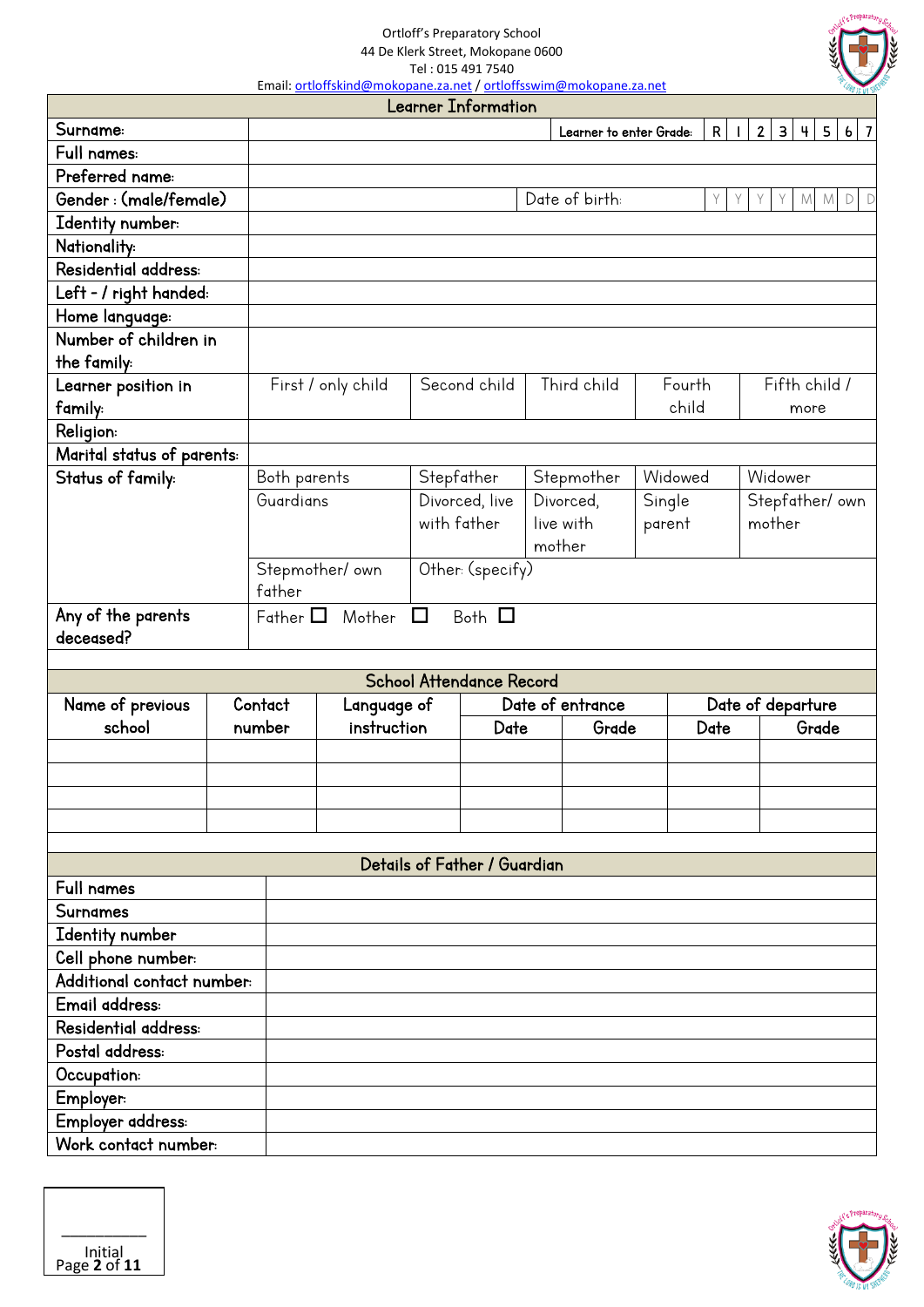Ortloff's Preparatory School
44 De Klerk Street, Mokopane 0600
Tel : 015 491 7540
Email: ortloffskind@mokopane.za.net / ortloffsswim@mokopane.za.net

## Learner Information

| | | | | | |
|---|---|---|---|---|---|
| Surname: | | | Learner to enter Grade: R 1 2 3 4 5 6 7 | | |
| Full names: | | | | | |
| Preferred name: | | | | | |
| Gender : (male/female) | | | Date of birth: Y Y Y Y M M D D | | |
| Identity number: | | | | | |
| Nationality: | | | | | |
| Residential address: | | | | | |
| Left - / right handed: | | | | | |
| Home language: | | | | | |
| Number of children in the family: | | | | | |
| Learner position in family: | First / only child | Second child | Third child | Fourth child | Fifth child / more |
| Religion: | | | | | |
| Marital status of parents: | | | | | |
| Status of family: | Both parents | Stepfather | Stepmother | Widowed | Widower |
| | Guardians | Divorced, live with father | Divorced, live with mother | Single parent | Stepfather/ own mother |
| | Stepmother/ own father | Other: (specify) | | | |
| Any of the parents deceased? | Father ☐ Mother ☐ Both ☐ | | | | |

## School Attendance Record

| Name of previous school | Contact number | Language of instruction | Date of entrance | | Date of departure | |
|---|---|---|---|---|---|---|
| | | | Date | Grade | Date | Grade |
| | | | | | | |
| | | | | | | |
| | | | | | | |
| | | | | | | |

## Details of Father / Guardian

| | |
|---|---|
| Full names | |
| Surnames | |
| Identity number | |
| Cell phone number: | |
| Additional contact number: | |
| Email address: | |
| Residential address: | |
| Postal address: | |
| Occupation: | |
| Employer: | |
| Employer address: | |
| Work contact number: | |

__________
Initial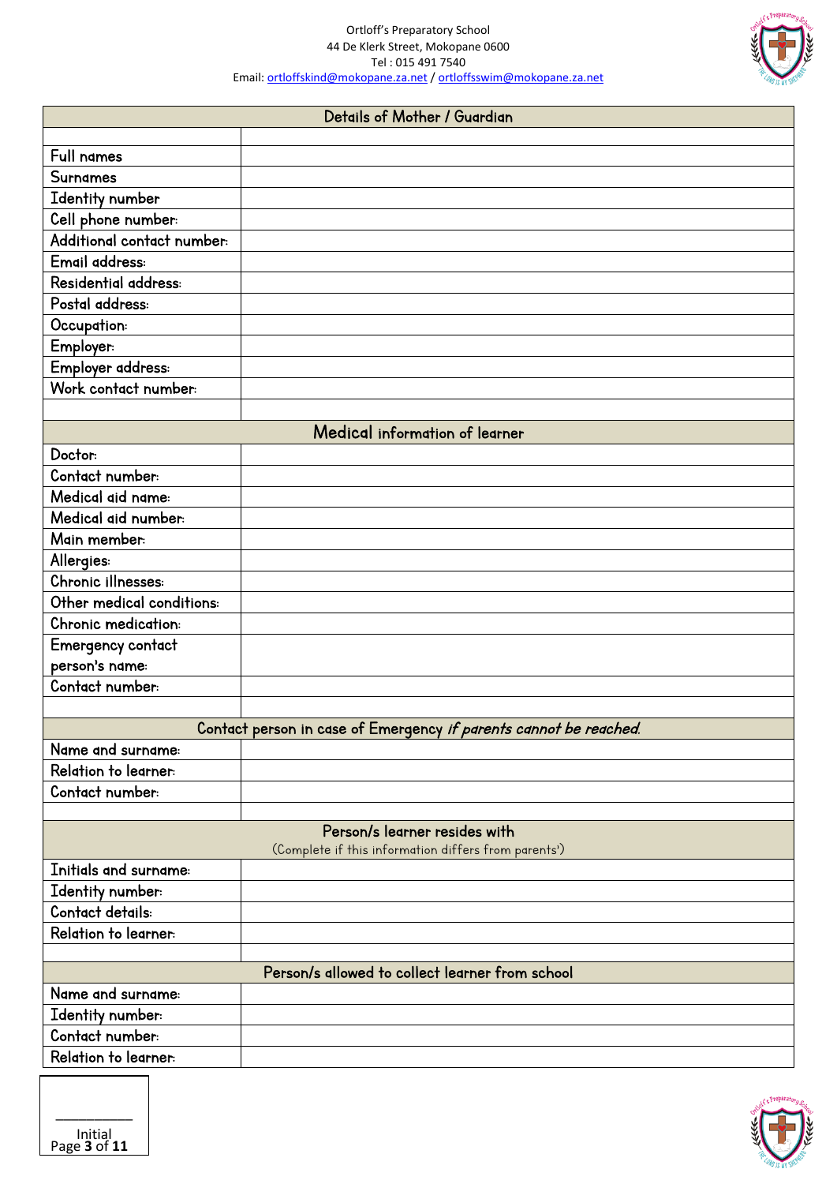Ortloff's Preparatory School
44 De Klerk Street, Mokopane 0600
Tel : 015 491 7540
Email: ortloffskind@mokopane.za.net / ortloffsswim@mokopane.za.net

| Details of Mother / Guardian | |
|---|---|
| | |
| Full names | |
| Surnames | |
| Identity number | |
| Cell phone number: | |
| Additional contact number: | |
| Email address: | |
| Residential address: | |
| Postal address: | |
| Occupation: | |
| Employer: | |
| Employer address: | |
| Work contact number: | |
| | |

| Medical information of learner | |
|---|---|
| Doctor: | |
| Contact number: | |
| Medical aid name: | |
| Medical aid number: | |
| Main member: | |
| Allergies: | |
| Chronic illnesses: | |
| Other medical conditions: | |
| Chronic medication: | |
| Emergency contact person's name: | |
| Contact number: | |
| | |

| Contact person in case of Emergency *if parents cannot be reached.* | |
|---|---|
| Name and surname: | |
| Relation to learner: | |
| Contact number: | |
| | |

| Person/s learner resides with (Complete if this information differs from parents') | |
|---|---|
| Initials and surname: | |
| Identity number: | |
| Contact details: | |
| Relation to learner: | |
| | |

| Person/s allowed to collect learner from school | |
|---|---|
| Name and surname: | |
| Identity number: | |
| Contact number: | |
| Relation to learner: | |

__________
Initial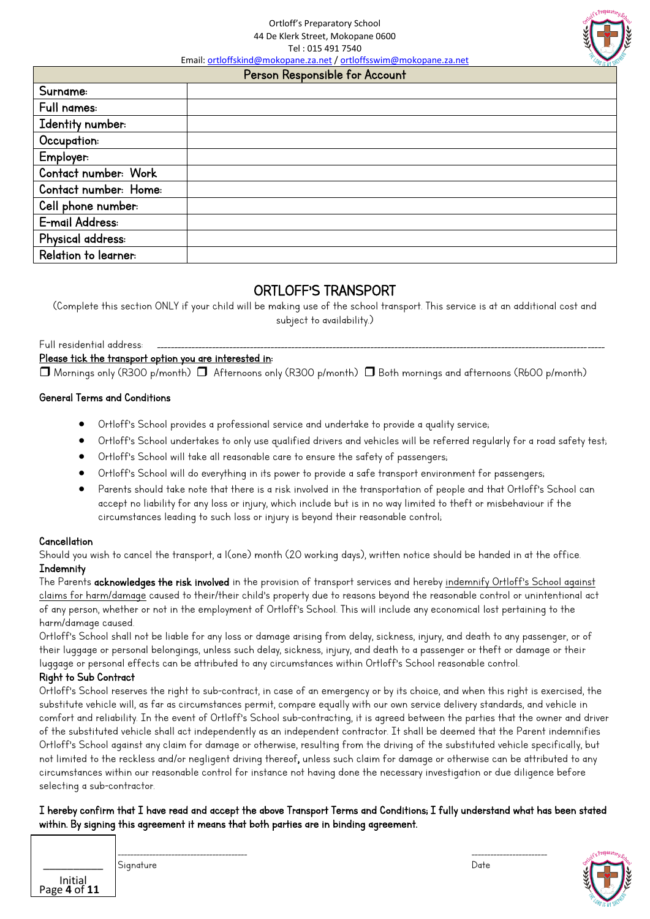Ortloff's Preparatory School
44 De Klerk Street, Mokopane 0600
Tel : 015 491 7540
Email: ortloffskind@mokopane.za.net / ortloffsswim@mokopane.za.net

| Person Responsible for Account | |
|---|---|
| Surname: | |
| Full names: | |
| Identity number: | |
| Occupation: | |
| Employer: | |
| Contact number: Work | |
| Contact number: Home: | |
| Cell phone number: | |
| E-mail Address: | |
| Physical address: | |
| Relation to learner: | |

## ORTLOFF'S TRANSPORT

(Complete this section ONLY if your child will be making use of the school transport. This service is at an additional cost and subject to availability.)

Full residential address: ______________________________________________________________________

**Please tick the transport option you are interested in:**

❒ Mornings only (R300 p/month) ❒ Afternoons only (R300 p/month) ❒ Both mornings and afternoons (R600 p/month)

**General Terms and Conditions**

- Ortloff's School provides a professional service and undertake to provide a quality service;
- Ortloff's School undertakes to only use qualified drivers and vehicles will be referred regularly for a road safety test;
- Ortloff's School will take all reasonable care to ensure the safety of passengers;
- Ortloff's School will do everything in its power to provide a safe transport environment for passengers;
- Parents should take note that there is a risk involved in the transportation of people and that Ortloff's School can accept no liability for any loss or injury, which include but is in no way limited to theft or misbehaviour if the circumstances leading to such loss or injury is beyond their reasonable control;

**Cancellation**

Should you wish to cancel the transport, a 1(one) month (20 working days), written notice should be handed in at the office.

**Indemnity**

The Parents **acknowledges the risk involved** in the provision of transport services and hereby indemnify Ortloff's School against claims for harm/damage caused to their/their child's property due to reasons beyond the reasonable control or unintentional act of any person, whether or not in the employment of Ortloff's School. This will include any economical lost pertaining to the harm/damage caused.

Ortloff's School shall not be liable for any loss or damage arising from delay, sickness, injury, and death to any passenger, or of their luggage or personal belongings, unless such delay, sickness, injury, and death to a passenger or theft or damage or their luggage or personal effects can be attributed to any circumstances within Ortloff's School reasonable control.

**Right to Sub Contract**

Ortloff's School reserves the right to sub-contract, in case of an emergency or by its choice, and when this right is exercised, the substitute vehicle will, as far as circumstances permit, compare equally with our own service delivery standards, and vehicle in comfort and reliability. In the event of Ortloff's School sub-contracting, it is agreed between the parties that the owner and driver of the substituted vehicle shall act independently as an independent contractor. It shall be deemed that the Parent indemnifies Ortloff's School against any claim for damage or otherwise, resulting from the driving of the substituted vehicle specifically, but not limited to the reckless and/or negligent driving thereof, unless such claim for damage or otherwise can be attributed to any circumstances within our reasonable control for instance not having done the necessary investigation or due diligence before selecting a sub-contractor.

**I hereby confirm that I have read and accept the above Transport Terms and Conditions; I fully understand what has been stated within. By signing this agreement it means that both parties are in binding agreement.**

____________ Initial

________________________ Signature

________________ Date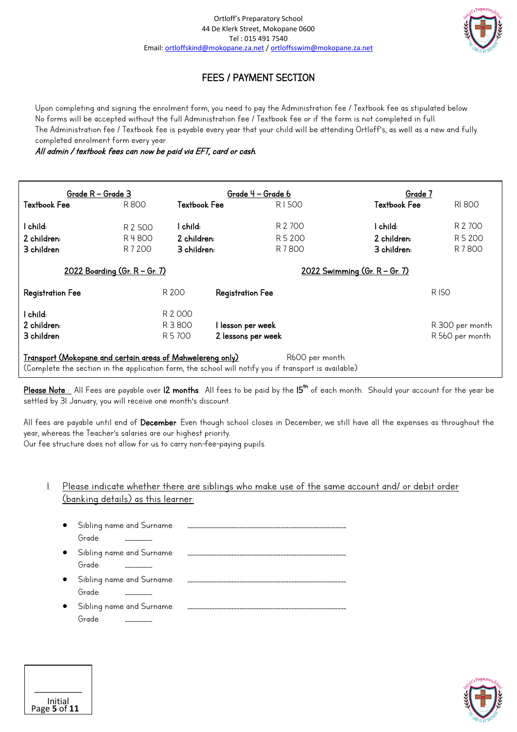Ortloff's Preparatory School
44 De Klerk Street, Mokopane 0600
Tel : 015 491 7540
Email: ortloffskind@mokopane.za.net / ortloffsswim@mokopane.za.net

# FEES / PAYMENT SECTION

Upon completing and signing the enrolment form, you need to pay the Administration fee / Textbook fee as stipulated below.
No forms will be accepted without the full Administration fee / Textbook fee or if the form is not completed in full.
The Administration fee / Textbook fee is payable every year that your child will be attending Ortloff's, as well as a new and fully completed enrolment form every year.
*All admin / textbook fees can now be paid via EFT, card or cash.*

| Grade R – Grade 3 | | Grade 4 – Grade 6 | | Grade 7 | |
|---|---|---|---|---|---|
| **Textbook Fee** | R 800 | **Textbook Fee** | R 1 500 | **Textbook Fee** | R1 800 |
| **1 child:** | R 2 500 | **1 child:** | R 2 700 | **1 child:** | R 2 700 |
| **2 children:** | R 4 800 | **2 children:** | R 5 200 | **2 children:** | R 5 200 |
| **3 children** | R 7 200 | **3 children:** | R 7 800 | **3 children:** | R 7 800 |

| 2022 Boarding (Gr. R – Gr. 7) | | 2022 Swimming (Gr. R – Gr. 7) | |
|---|---|---|---|
| **Registration Fee** | R 200 | **Registration Fee** | R 150 |
| **1 child:** | R 2 000 | | |
| **2 children:** | R 3 800 | **1 lesson per week** | R 300 per month |
| **3 children** | R 5 700 | **2 lessons per week** | R 560 per month |

Transport (Mokopane and certain areas of Mahwelereng only) R600 per month
(Complete the section in the application form, the school will notify you if transport is available)

Please Note : All Fees are payable over **12 months**. All fees to be paid by the **15th** of each month. Should your account for the year be settled by 31 January, you will receive one month's discount.

All fees are payable until end of **December**. Even though school closes in December, we still have all the expenses as throughout the year, whereas the Teacher's salaries are our highest priority.
Our fee structure does not allow for us to carry non-fee-paying pupils.

1. Please indicate whether there are siblings who make use of the same account and/ or debit order (banking details) as this learner:

   - Sibling name and Surname: ______________________________
     Grade: __________
   - Sibling name and Surname: ______________________________
     Grade: __________
   - Sibling name and Surname: ______________________________
     Grade: __________
   - Sibling name and Surname: ______________________________
     Grade: __________

__________
Initial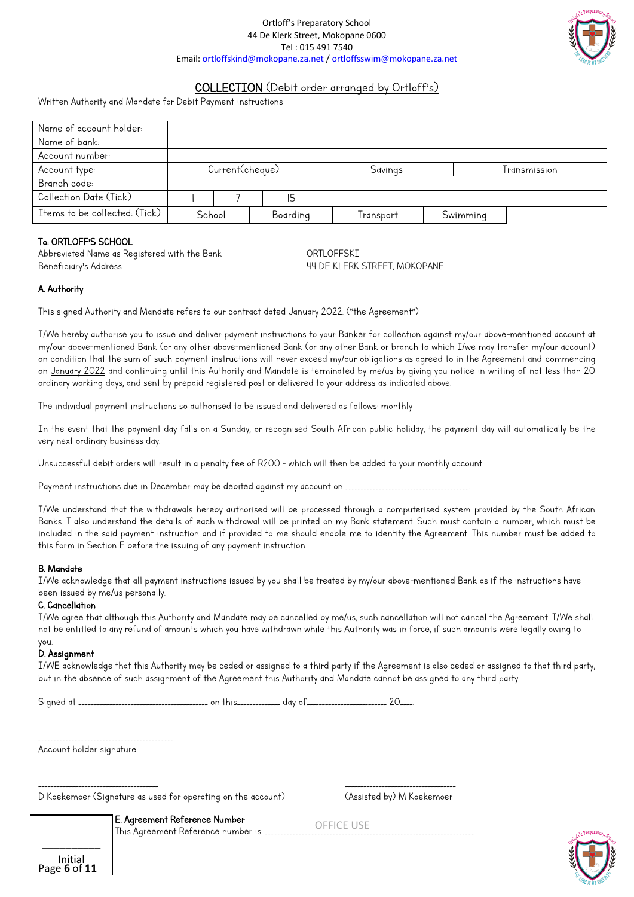Ortloff's Preparatory School
44 De Klerk Street, Mokopane 0600
Tel : 015 491 7540
Email: ortloffskind@mokopane.za.net / ortloffsswim@mokopane.za.net

# COLLECTION (Debit order arranged by Ortloff's)

Written Authority and Mandate for Debit Payment instructions

| Name of account holder: | | | | | |
|---|---|---|---|---|---|
| Name of bank: | | | | | |
| Account number: | | | | | |
| Account type: | Current(cheque) | | Savings | | Transmission |
| Branch code: | | | | | |
| Collection Date (Tick) | 1 | 7 | 15 | | |
| Items to be collected: (Tick) | School | Boarding | Transport | Swimming | |

**To: ORTLOFF'S SCHOOL**

Abbreviated Name as Registered with the Bank — ORTLOFFSKI
Beneficiary's Address — 44 DE KLERK STREET, MOKOPANE

### A. Authority

This signed Authority and Mandate refers to our contract dated January 2022. ("the Agreement")

I/We hereby authorise you to issue and deliver payment instructions to your Banker for collection against my/our above-mentioned account at my/our above-mentioned Bank (or any other above-mentioned Bank (or any other Bank or branch to which I/we may transfer my/our account) on condition that the sum of such payment instructions will never exceed my/our obligations as agreed to in the Agreement and commencing on January 2022 and continuing until this Authority and Mandate is terminated by me/us by giving you notice in writing of not less than 20 ordinary working days, and sent by prepaid registered post or delivered to your address as indicated above.

The individual payment instructions so authorised to be issued and delivered as follows: monthly

In the event that the payment day falls on a Sunday, or recognised South African public holiday, the payment day will automatically be the very next ordinary business day.

Unsuccessful debit orders will result in a penalty fee of R200 - which will then be added to your monthly account.

Payment instructions due in December may be debited against my account on ______________________.

I/We understand that the withdrawals hereby authorised will be processed through a computerised system provided by the South African Banks. I also understand the details of each withdrawal will be printed on my Bank statement. Such must contain a number, which must be included in the said payment instruction and if provided to me should enable me to identity the Agreement. This number must be added to this form in Section E before the issuing of any payment instruction.

### B. Mandate

I/We acknowledge that all payment instructions issued by you shall be treated by my/our above-mentioned Bank as if the instructions have been issued by me/us personally.

### C. Cancellation

I/We agree that although this Authority and Mandate may be cancelled by me/us, such cancellation will not cancel the Agreement. I/We shall not be entitled to any refund of amounts which you have withdrawn while this Authority was in force, if such amounts were legally owing to you.

### D. Assignment

I/WE acknowledge that this Authority may be ceded or assigned to a third party if the Agreement is also ceded or assigned to that third party, but in the absence of such assignment of the Agreement this Authority and Mandate cannot be assigned to any third party.

Signed at ______________________ on this________ day of______________ 20___.

______________________
Account holder signature

______________________
D Koekemoer (Signature as used for operating on the account)

______________________
(Assisted by) M Koekemoer

### E. Agreement Reference Number

OFFICE USE

This Agreement Reference number is: ______________________________________

__________
Initial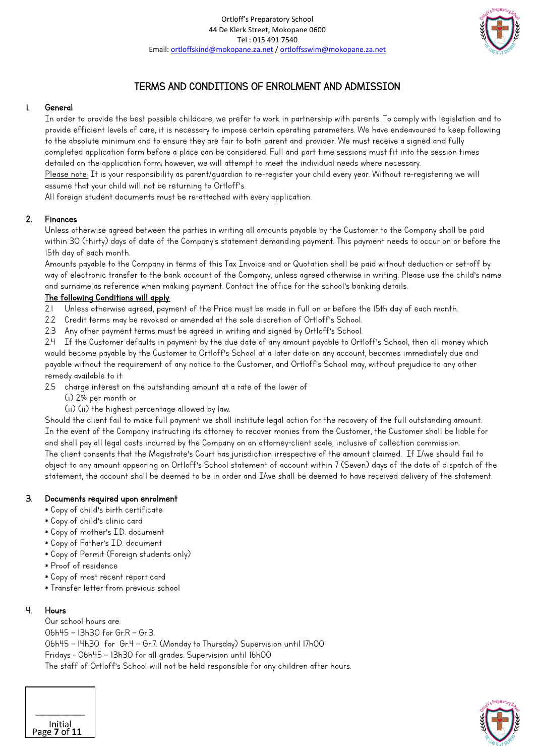Ortloff's Preparatory School
44 De Klerk Street, Mokopane 0600
Tel : 015 491 7540
Email: ortloffskind@mokopane.za.net / ortloffsswim@mokopane.za.net

# TERMS AND CONDITIONS OF ENROLMENT AND ADMISSION

## 1. General

In order to provide the best possible childcare, we prefer to work in partnership with parents. To comply with legislation and to provide efficient levels of care, it is necessary to impose certain operating parameters. We have endeavoured to keep following to the absolute minimum and to ensure they are fair to both parent and provider. We must receive a signed and fully completed application form before a place can be considered. Full and part time sessions must fit into the session times detailed on the application form; however, we will attempt to meet the individual needs where necessary.

Please note: It is your responsibility as parent/guardian to re-register your child every year. Without re-registering we will assume that your child will not be returning to Ortloff's.

All foreign student documents must be re-attached with every application.

## 2. Finances

Unless otherwise agreed between the parties in writing all amounts payable by the Customer to the Company shall be paid within 30 (thirty) days of date of the Company's statement demanding payment. This payment needs to occur on or before the 15th day of each month.

Amounts payable to the Company in terms of this Tax Invoice and or Quotation shall be paid without deduction or set-off by way of electronic transfer to the bank account of the Company, unless agreed otherwise in writing. Please use the child's name and surname as reference when making payment. Contact the office for the school's banking details.

**The following Conditions will apply:**

2.1 Unless otherwise agreed, payment of the Price must be made in full on or before the 15th day of each month.

2.2 Credit terms may be revoked or amended at the sole discretion of Ortloff's School.

2.3 Any other payment terms must be agreed in writing and signed by Ortloff's School.

2.4 If the Customer defaults in payment by the due date of any amount payable to Ortloff's School, then all money which would become payable by the Customer to Ortloff's School at a later date on any account, becomes immediately due and payable without the requirement of any notice to the Customer, and Ortloff's School may, without prejudice to any other remedy available to it:

2.5 charge interest on the outstanding amount at a rate of the lower of
 (i) 2% per month or
 (ii) (ii) the highest percentage allowed by law.

Should the client fail to make full payment we shall institute legal action for the recovery of the full outstanding amount.

In the event of the Company instructing its attorney to recover monies from the Customer, the Customer shall be liable for and shall pay all legal costs incurred by the Company on an attorney-client scale, inclusive of collection commission.

The client consents that the Magistrate's Court has jurisdiction irrespective of the amount claimed. If I/we should fail to object to any amount appearing on Ortloff's School statement of account within 7 (Seven) days of the date of dispatch of the statement, the account shall be deemed to be in order and I/we shall be deemed to have received delivery of the statement.

## 3. Documents required upon enrolment

* Copy of child's birth certificate
* Copy of child's clinic card
* Copy of mother's I.D. document
* Copy of Father's I.D. document
* Copy of Permit (Foreign students only)
* Proof of residence
* Copy of most recent report card
* Transfer letter from previous school

## 4. Hours

Our school hours are:
06h45 – 13h30 for Gr.R – Gr.3.
06h45 – 14h30 for Gr.4 – Gr.7. (Monday to Thursday) Supervision until 17h00
Fridays - 06h45 – 13h30 for all grades. Supervision until 16h00
The staff of Ortloff's School will not be held responsible for any children after hours.

__________
Initial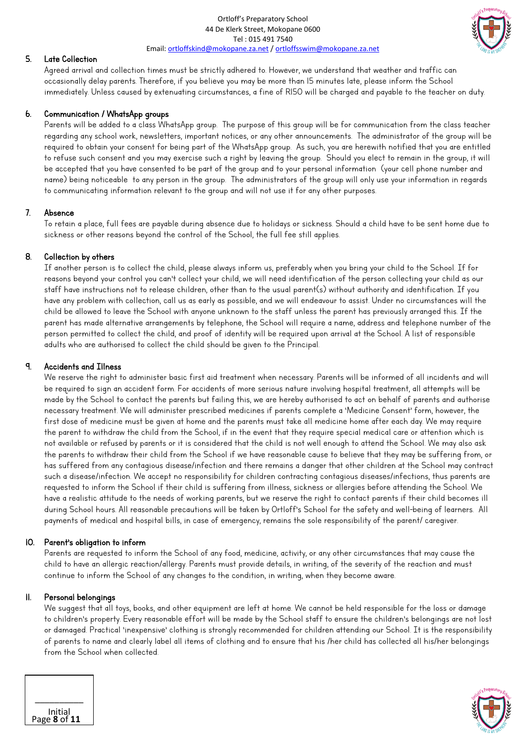## 5. Late Collection

Agreed arrival and collection times must be strictly adhered to. However, we understand that weather and traffic can occasionally delay parents. Therefore, if you believe you may be more than 15 minutes late, please inform the School immediately. Unless caused by extenuating circumstances, a fine of R150 will be charged and payable to the teacher on duty.

## 6. Communication / WhatsApp groups

Parents will be added to a class WhatsApp group. The purpose of this group will be for communication from the class teacher regarding any school work, newsletters, important notices, or any other announcements. The administrator of the group will be required to obtain your consent for being part of the WhatsApp group. As such, you are herewith notified that you are entitled to refuse such consent and you may exercise such a right by leaving the group. Should you elect to remain in the group, it will be accepted that you have consented to be part of the group and to your personal information (your cell phone number and name) being noticeable to any person in the group. The administrators of the group will only use your information in regards to communicating information relevant to the group and will not use it for any other purposes.

## 7. Absence

To retain a place, full fees are payable during absence due to holidays or sickness. Should a child have to be sent home due to sickness or other reasons beyond the control of the School, the full fee still applies.

## 8. Collection by others

If another person is to collect the child, please always inform us, preferably when you bring your child to the School. If for reasons beyond your control you can't collect your child, we will need identification of the person collecting your child as our staff have instructions not to release children, other than to the usual parent(s) without authority and identification. If you have any problem with collection, call us as early as possible, and we will endeavour to assist. Under no circumstances will the child be allowed to leave the School with anyone unknown to the staff unless the parent has previously arranged this. If the parent has made alternative arrangements by telephone, the School will require a name, address and telephone number of the person permitted to collect the child, and proof of identity will be required upon arrival at the School. A list of responsible adults who are authorised to collect the child should be given to the Principal.

## 9. Accidents and Illness

We reserve the right to administer basic first aid treatment when necessary. Parents will be informed of all incidents and will be required to sign an accident form. For accidents of more serious nature involving hospital treatment, all attempts will be made by the School to contact the parents but failing this, we are hereby authorised to act on behalf of parents and authorise necessary treatment. We will administer prescribed medicines if parents complete a 'Medicine Consent' form, however, the first dose of medicine must be given at home and the parents must take all medicine home after each day. We may require the parent to withdraw the child from the School, if in the event that they require special medical care or attention which is not available or refused by parents or it is considered that the child is not well enough to attend the School. We may also ask the parents to withdraw their child from the School if we have reasonable cause to believe that they may be suffering from, or has suffered from any contagious disease/infection and there remains a danger that other children at the School may contract such a disease/infection. We accept no responsibility for children contracting contagious diseases/infections, thus parents are requested to inform the School if their child is suffering from illness, sickness or allergies before attending the School. We have a realistic attitude to the needs of working parents, but we reserve the right to contact parents if their child becomes ill during School hours. All reasonable precautions will be taken by Ortloff's School for the safety and well-being of learners. All payments of medical and hospital bills, in case of emergency, remains the sole responsibility of the parent/ caregiver.

## 10. Parent's obligation to inform

Parents are requested to inform the School of any food, medicine, activity, or any other circumstances that may cause the child to have an allergic reaction/allergy. Parents must provide details, in writing, of the severity of the reaction and must continue to inform the School of any changes to the condition, in writing, when they become aware.

## 11. Personal belongings

We suggest that all toys, books, and other equipment are left at home. We cannot be held responsible for the loss or damage to children's property. Every reasonable effort will be made by the School staff to ensure the children's belongings are not lost or damaged. Practical 'inexpensive' clothing is strongly recommended for children attending our School. It is the responsibility of parents to name and clearly label all items of clothing and to ensure that his /her child has collected all his/her belongings from the School when collected.

__________
Initial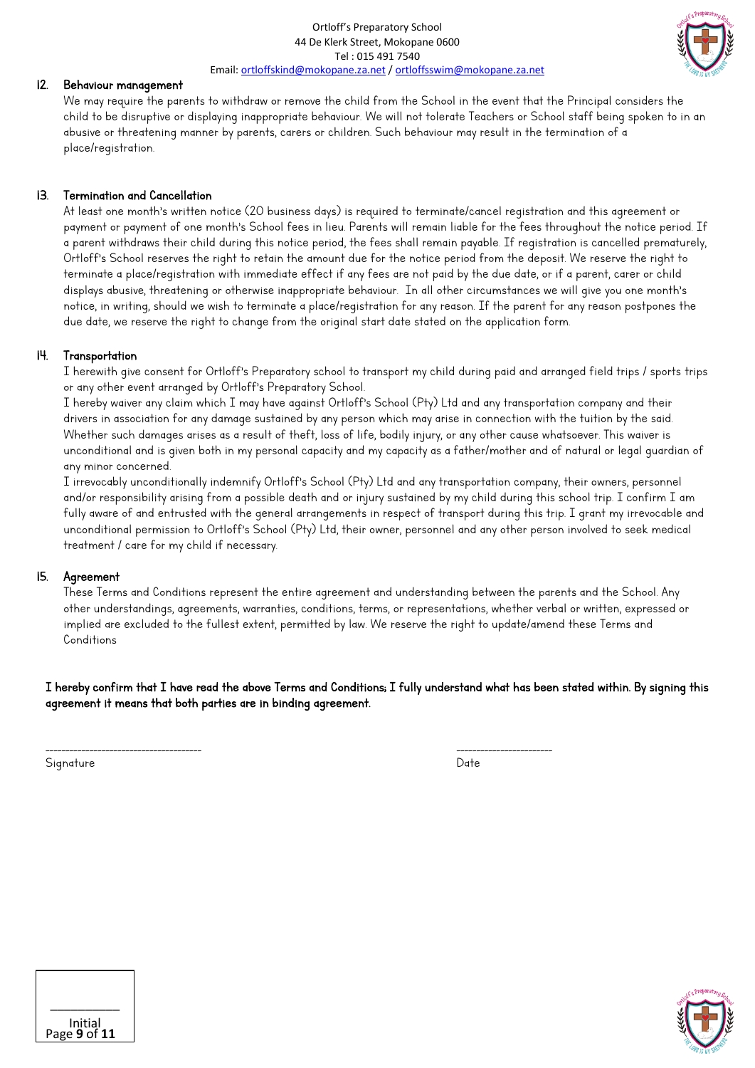## 12. Behaviour management

We may require the parents to withdraw or remove the child from the School in the event that the Principal considers the child to be disruptive or displaying inappropriate behaviour. We will not tolerate Teachers or School staff being spoken to in an abusive or threatening manner by parents, carers or children. Such behaviour may result in the termination of a place/registration.

## 13. Termination and Cancellation

At least one month's written notice (20 business days) is required to terminate/cancel registration and this agreement or payment or payment of one month's School fees in lieu. Parents will remain liable for the fees throughout the notice period. If a parent withdraws their child during this notice period, the fees shall remain payable. If registration is cancelled prematurely, Ortloff's School reserves the right to retain the amount due for the notice period from the deposit. We reserve the right to terminate a place/registration with immediate effect if any fees are not paid by the due date, or if a parent, carer or child displays abusive, threatening or otherwise inappropriate behaviour. In all other circumstances we will give you one month's notice, in writing, should we wish to terminate a place/registration for any reason. If the parent for any reason postpones the due date, we reserve the right to change from the original start date stated on the application form.

## 14. Transportation

I herewith give consent for Ortloff's Preparatory school to transport my child during paid and arranged field trips / sports trips or any other event arranged by Ortloff's Preparatory School.

I hereby waiver any claim which I may have against Ortloff's School (Pty) Ltd and any transportation company and their drivers in association for any damage sustained by any person which may arise in connection with the tuition by the said. Whether such damages arises as a result of theft, loss of life, bodily injury, or any other cause whatsoever. This waiver is unconditional and is given both in my personal capacity and my capacity as a father/mother and of natural or legal guardian of any minor concerned.

I irrevocably unconditionally indemnify Ortloff's School (Pty) Ltd and any transportation company, their owners, personnel and/or responsibility arising from a possible death and or injury sustained by my child during this school trip. I confirm I am fully aware of and entrusted with the general arrangements in respect of transport during this trip. I grant my irrevocable and unconditional permission to Ortloff's School (Pty) Ltd, their owner, personnel and any other person involved to seek medical treatment / care for my child if necessary.

## 15. Agreement

These Terms and Conditions represent the entire agreement and understanding between the parents and the School. Any other understandings, agreements, warranties, conditions, terms, or representations, whether verbal or written, expressed or implied are excluded to the fullest extent, permitted by law. We reserve the right to update/amend these Terms and Conditions

**I hereby confirm that I have read the above Terms and Conditions; I fully understand what has been stated within. By signing this agreement it means that both parties are in binding agreement.**

---------------------------------------- ------------------------

Signature Date

__________

Initial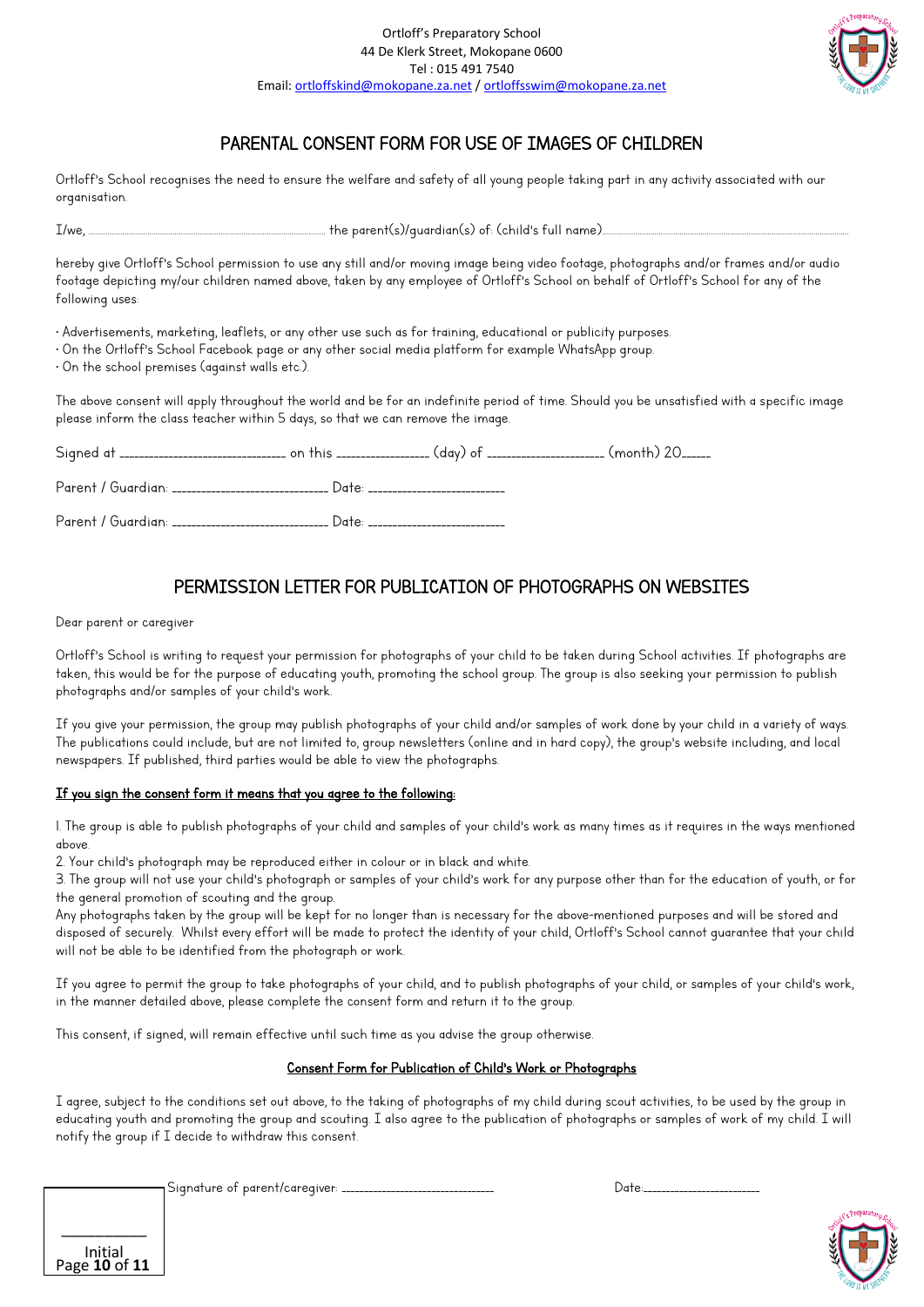Ortloff's Preparatory School
44 De Klerk Street, Mokopane 0600
Tel : 015 491 7540
Email: ortloffskind@mokopane.za.net / ortloffsswim@mokopane.za.net

## PARENTAL CONSENT FORM FOR USE OF IMAGES OF CHILDREN

Ortloff's School recognises the need to ensure the welfare and safety of all young people taking part in any activity associated with our organisation.

I/we, .................................................................................... the parent(s)/guardian(s) of: (child's full name)....................................................................................

hereby give Ortloff's School permission to use any still and/or moving image being video footage, photographs and/or frames and/or audio footage depicting my/our children named above, taken by any employee of Ortloff's School on behalf of Ortloff's School for any of the following uses:

· Advertisements, marketing, leaflets, or any other use such as for training, educational or publicity purposes.
· On the Ortloff's School Facebook page or any other social media platform for example WhatsApp group.
· On the school premises (against walls etc.).

The above consent will apply throughout the world and be for an indefinite period of time. Should you be unsatisfied with a specific image please inform the class teacher within 5 days, so that we can remove the image.

Signed at ______________________________ on this ________________ (day) of ____________________ (month) 20_____

Parent / Guardian: ____________________________ Date: ________________________

Parent / Guardian: ____________________________ Date: ________________________

## PERMISSION LETTER FOR PUBLICATION OF PHOTOGRAPHS ON WEBSITES

Dear parent or caregiver

Ortloff's School is writing to request your permission for photographs of your child to be taken during School activities. If photographs are taken, this would be for the purpose of educating youth, promoting the school group. The group is also seeking your permission to publish photographs and/or samples of your child's work.

If you give your permission, the group may publish photographs of your child and/or samples of work done by your child in a variety of ways. The publications could include, but are not limited to, group newsletters (online and in hard copy), the group's website including, and local newspapers. If published, third parties would be able to view the photographs.

**<u>If you sign the consent form it means that you agree to the following:</u>**

1. The group is able to publish photographs of your child and samples of your child's work as many times as it requires in the ways mentioned above.
2. Your child's photograph may be reproduced either in colour or in black and white.
3. The group will not use your child's photograph or samples of your child's work for any purpose other than for the education of youth, or for the general promotion of scouting and the group.

Any photographs taken by the group will be kept for no longer than is necessary for the above-mentioned purposes and will be stored and disposed of securely. Whilst every effort will be made to protect the identity of your child, Ortloff's School cannot guarantee that your child will not be able to be identified from the photograph or work.

If you agree to permit the group to take photographs of your child, and to publish photographs of your child, or samples of your child's work, in the manner detailed above, please complete the consent form and return it to the group.

This consent, if signed, will remain effective until such time as you advise the group otherwise.

**<u>Consent Form for Publication of Child's Work or Photographs</u>**

I agree, subject to the conditions set out above, to the taking of photographs of my child during scout activities, to be used by the group in educating youth and promoting the group and scouting. I also agree to the publication of photographs or samples of work of my child. I will notify the group if I decide to withdraw this consent.

Signature of parent/caregiver: ______________________________ Date:______________________

__________
Initial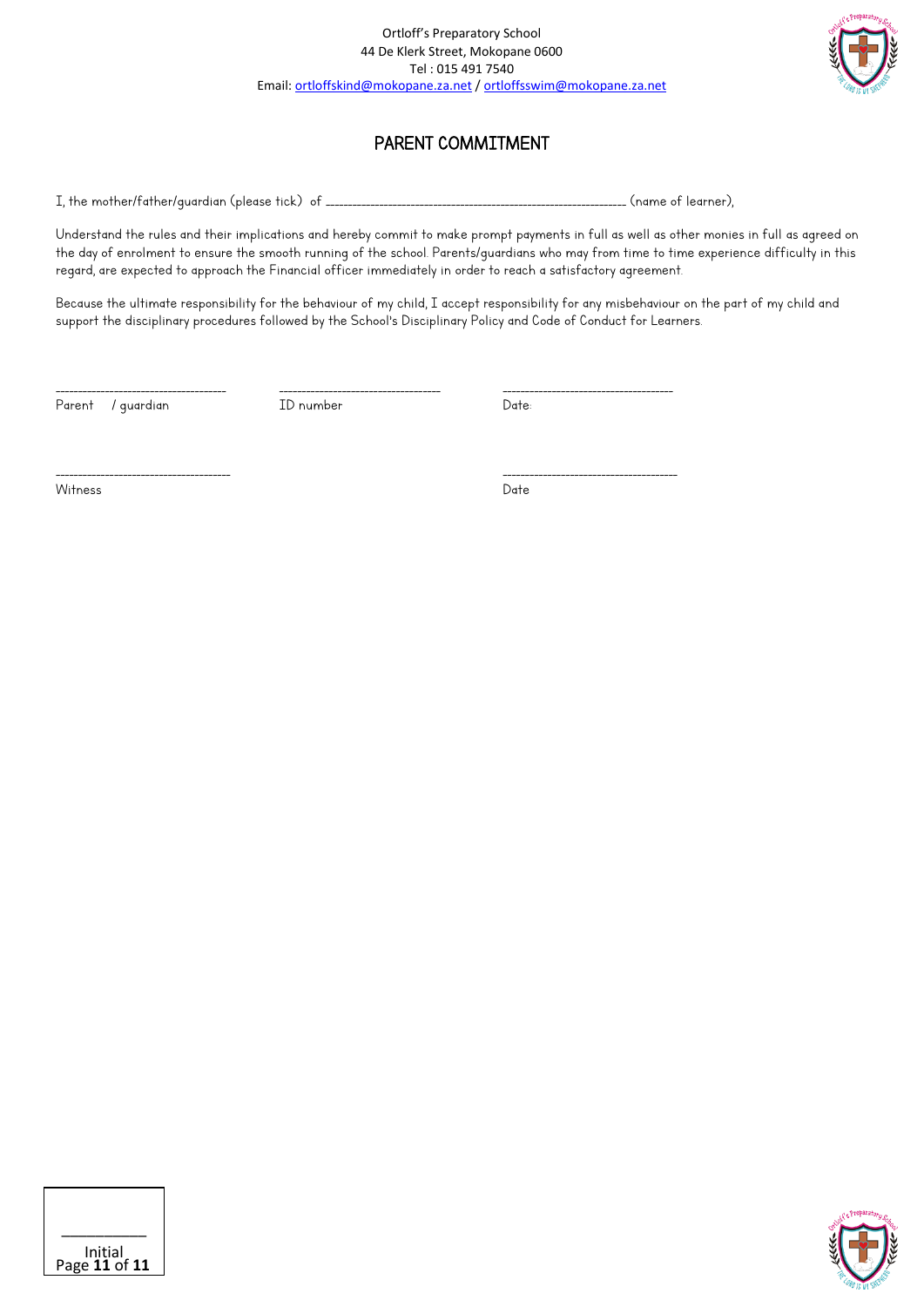Ortloff's Preparatory School
44 De Klerk Street, Mokopane 0600
Tel : 015 491 7540
Email: ortloffskind@mokopane.za.net / ortloffsswim@mokopane.za.net

# PARENT COMMITMENT

I, the mother/father/guardian (please tick) of ______________________________________ (name of learner),

Understand the rules and their implications and hereby commit to make prompt payments in full as well as other monies in full as agreed on the day of enrolment to ensure the smooth running of the school. Parents/guardians who may from time to time experience difficulty in this regard, are expected to approach the Financial officer immediately in order to reach a satisfactory agreement.

Because the ultimate responsibility for the behaviour of my child, I accept responsibility for any misbehaviour on the part of my child and support the disciplinary procedures followed by the School's Disciplinary Policy and Code of Conduct for Learners.

_____________________ _____________________ _____________________
Parent / guardian ID number Date:

_____________________ _____________________
Witness Date

___________
Initial